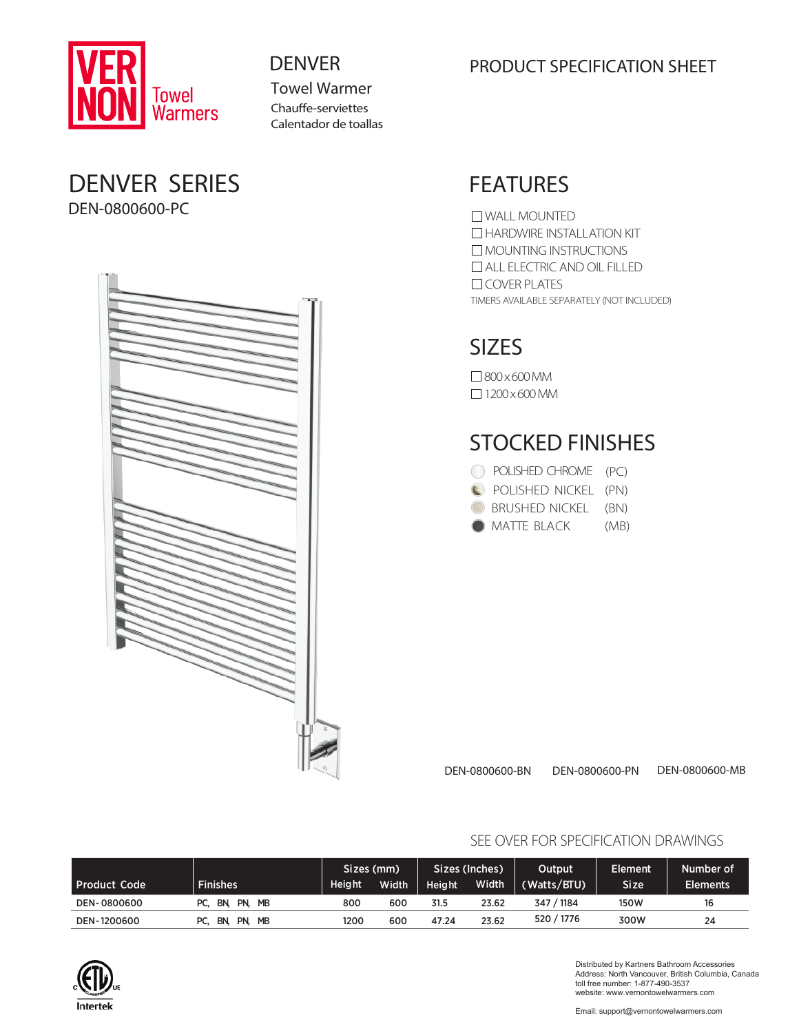VERNON Towel Warmers

# DENVER

Towel Warmer
Chauffe-serviettes
Calentador de toallas

PRODUCT SPECIFICATION SHEET

## DENVER SERIES

DEN-0800600-PC

## FEATURES

- ☐ WALL MOUNTED
- ☐ HARDWIRE INSTALLATION KIT
- ☐ MOUNTING INSTRUCTIONS
- ☐ ALL ELECTRIC AND OIL FILLED
- ☐ COVER PLATES

TIMERS AVAILABLE SEPARATELY (NOT INCLUDED)

## SIZES

- ☐ 800 x 600 MM
- ☐ 1200 x 600 MM

## STOCKED FINISHES

- POLISHED CHROME (PC)
- POLISHED NICKEL (PN)
- BRUSHED NICKEL (BN)
- MATTE BLACK (MB)

DEN-0800600-BN DEN-0800600-PN DEN-0800600-MB

SEE OVER FOR SPECIFICATION DRAWINGS

| Product Code | Finishes | Sizes (mm) | | Sizes (Inches) | | Output | Element | Number of |
|---|---|---|---|---|---|---|---|---|
| | | Height | Width | Height | Width | (Watts/BTU) | Size | Elements |
| DEN-0800600 | PC, BN, PN, MB | 800 | 600 | 31.5 | 23.62 | 347 / 1184 | 150W | 16 |
| DEN-1200600 | PC, BN, PN, MB | 1200 | 600 | 47.24 | 23.62 | 520 / 1776 | 300W | 24 |

Intertek

Distributed by Kartners Bathroom Accessories
Address: North Vancouver, British Columbia, Canada
toll free number: 1-877-490-3537
website: www.vernontowelwarmers.com

Email: support@vernontowelwarmers.com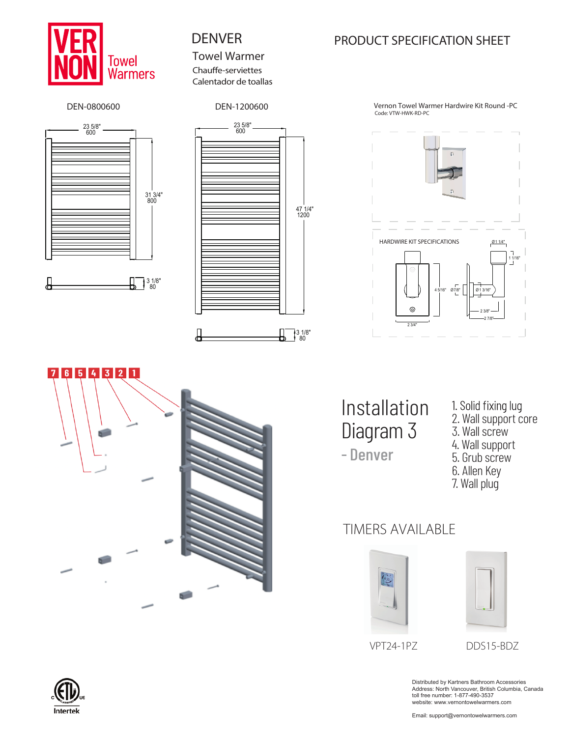# DENVER

## Towel Warmer

Chauffe-serviettes

Calentador de toallas

# PRODUCT SPECIFICATION SHEET

DEN-0800600

23 5/8"
600

31 3/4"
800

3 1/8"
80

DEN-1200600

23 5/8"
600

47 1/4"
1200

3 1/8"
80

Vernon Towel Warmer Hardwire Kit Round -PC

Code: VTW-HWK-RD-PC

HARDWIRE KIT SPECIFICATIONS

Ø1 1/4"

1 1/16"

4 5/16"

Ø7/8"

Ø1 3/16"

2 3/8"

2 7/8"

2 3/4"

7 6 5 4 3 2 1

## Installation Diagram 3 - Denver

1. Solid fixing lug
2. Wall support core
3. Wall screw
4. Wall support
5. Grub screw
6. Allen Key
7. Wall plug

## TIMERS AVAILABLE

VPT24-1PZ

DDS15-BDZ

Intertek

Distributed by Kartners Bathroom Accessories
Address: North Vancouver, British Columbia, Canada
toll free number: 1-877-490-3537
website: www.vernontowelwarmers.com

Email: support@vernontowelwarmers.com